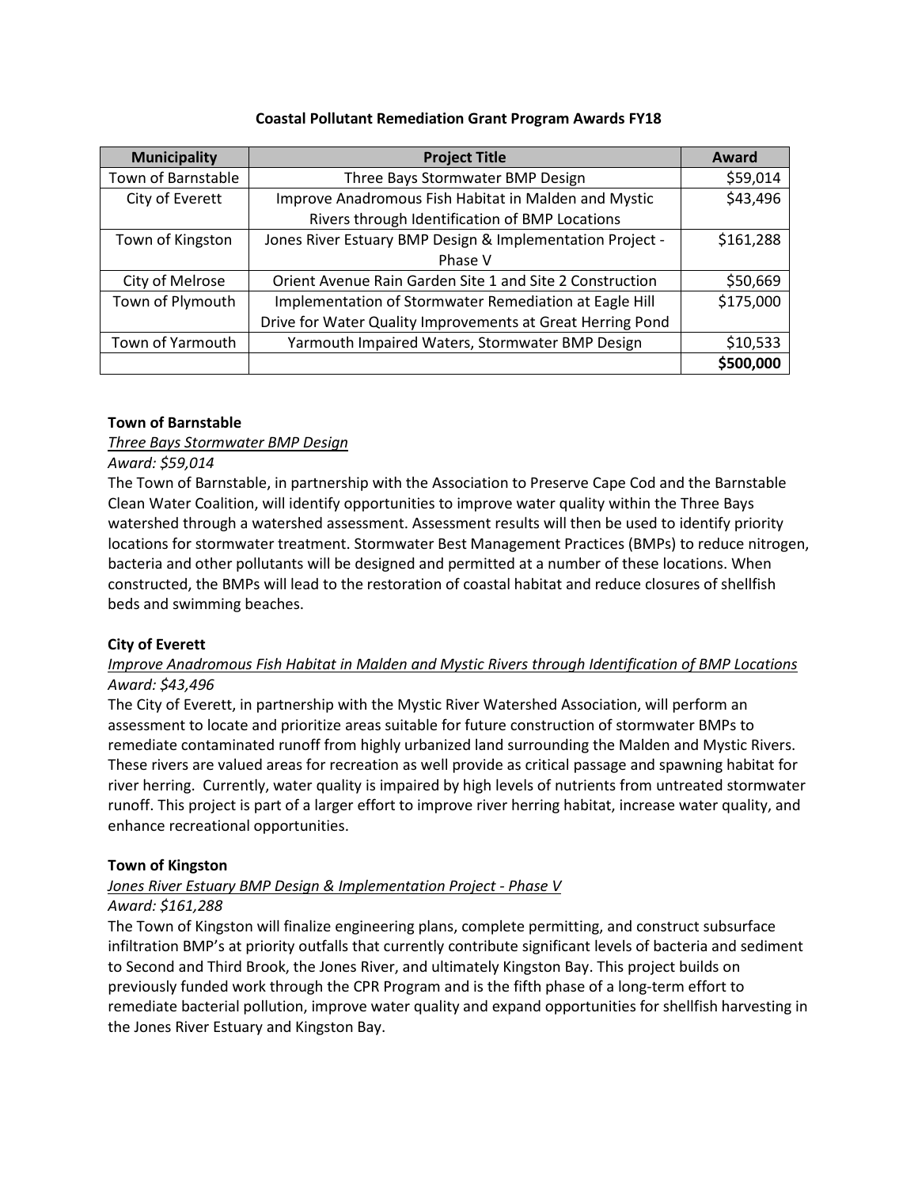# Coastal Pollutant Remediation Grant Program Awards FY18

| Municipality | Project Title | Award |
|---|---|---|
| Town of Barnstable | Three Bays Stormwater BMP Design | $59,014 |
| City of Everett | Improve Anadromous Fish Habitat in Malden and Mystic Rivers through Identification of BMP Locations | $43,496 |
| Town of Kingston | Jones River Estuary BMP Design & Implementation Project - Phase V | $161,288 |
| City of Melrose | Orient Avenue Rain Garden Site 1 and Site 2 Construction | $50,669 |
| Town of Plymouth | Implementation of Stormwater Remediation at Eagle Hill Drive for Water Quality Improvements at Great Herring Pond | $175,000 |
| Town of Yarmouth | Yarmouth Impaired Waters, Stormwater BMP Design | $10,533 |
| | | **$500,000** |

**Town of Barnstable**

*Three Bays Stormwater BMP Design*

*Award: $59,014*

The Town of Barnstable, in partnership with the Association to Preserve Cape Cod and the Barnstable Clean Water Coalition, will identify opportunities to improve water quality within the Three Bays watershed through a watershed assessment. Assessment results will then be used to identify priority locations for stormwater treatment. Stormwater Best Management Practices (BMPs) to reduce nitrogen, bacteria and other pollutants will be designed and permitted at a number of these locations. When constructed, the BMPs will lead to the restoration of coastal habitat and reduce closures of shellfish beds and swimming beaches.

**City of Everett**

*Improve Anadromous Fish Habitat in Malden and Mystic Rivers through Identification of BMP Locations*

*Award: $43,496*

The City of Everett, in partnership with the Mystic River Watershed Association, will perform an assessment to locate and prioritize areas suitable for future construction of stormwater BMPs to remediate contaminated runoff from highly urbanized land surrounding the Malden and Mystic Rivers. These rivers are valued areas for recreation as well provide as critical passage and spawning habitat for river herring. Currently, water quality is impaired by high levels of nutrients from untreated stormwater runoff. This project is part of a larger effort to improve river herring habitat, increase water quality, and enhance recreational opportunities.

**Town of Kingston**

*Jones River Estuary BMP Design & Implementation Project - Phase V*

*Award: $161,288*

The Town of Kingston will finalize engineering plans, complete permitting, and construct subsurface infiltration BMP's at priority outfalls that currently contribute significant levels of bacteria and sediment to Second and Third Brook, the Jones River, and ultimately Kingston Bay. This project builds on previously funded work through the CPR Program and is the fifth phase of a long-term effort to remediate bacterial pollution, improve water quality and expand opportunities for shellfish harvesting in the Jones River Estuary and Kingston Bay.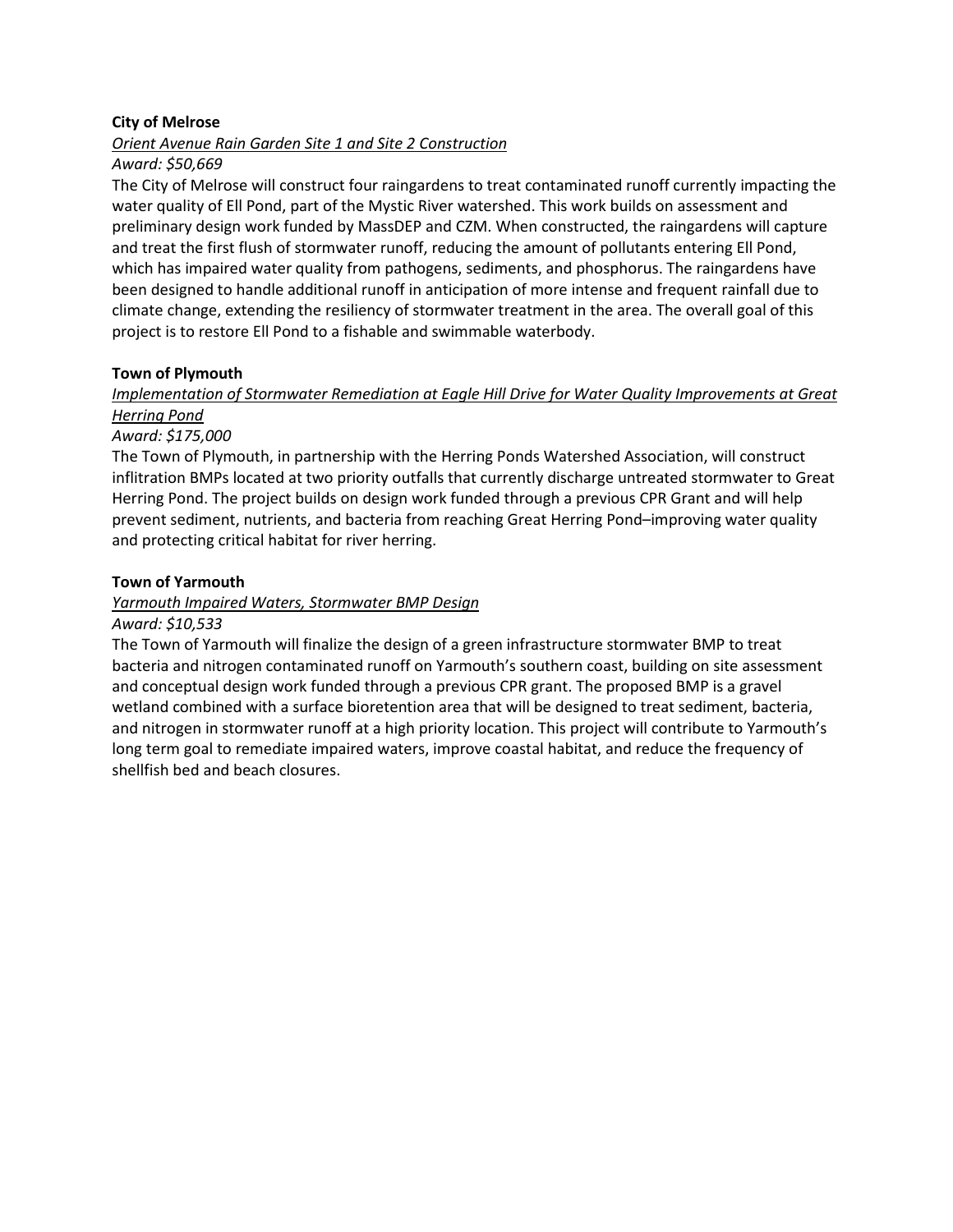**City of Melrose**

*Orient Avenue Rain Garden Site 1 and Site 2 Construction*

*Award: $50,669*

The City of Melrose will construct four raingardens to treat contaminated runoff currently impacting the water quality of Ell Pond, part of the Mystic River watershed. This work builds on assessment and preliminary design work funded by MassDEP and CZM. When constructed, the raingardens will capture and treat the first flush of stormwater runoff, reducing the amount of pollutants entering Ell Pond, which has impaired water quality from pathogens, sediments, and phosphorus. The raingardens have been designed to handle additional runoff in anticipation of more intense and frequent rainfall due to climate change, extending the resiliency of stormwater treatment in the area. The overall goal of this project is to restore Ell Pond to a fishable and swimmable waterbody.

**Town of Plymouth**

*Implementation of Stormwater Remediation at Eagle Hill Drive for Water Quality Improvements at Great Herring Pond*

*Award: $175,000*

The Town of Plymouth, in partnership with the Herring Ponds Watershed Association, will construct inflitration BMPs located at two priority outfalls that currently discharge untreated stormwater to Great Herring Pond. The project builds on design work funded through a previous CPR Grant and will help prevent sediment, nutrients, and bacteria from reaching Great Herring Pond–improving water quality and protecting critical habitat for river herring.

**Town of Yarmouth**

*Yarmouth Impaired Waters, Stormwater BMP Design*

*Award: $10,533*

The Town of Yarmouth will finalize the design of a green infrastructure stormwater BMP to treat bacteria and nitrogen contaminated runoff on Yarmouth's southern coast, building on site assessment and conceptual design work funded through a previous CPR grant. The proposed BMP is a gravel wetland combined with a surface bioretention area that will be designed to treat sediment, bacteria, and nitrogen in stormwater runoff at a high priority location. This project will contribute to Yarmouth's long term goal to remediate impaired waters, improve coastal habitat, and reduce the frequency of shellfish bed and beach closures.